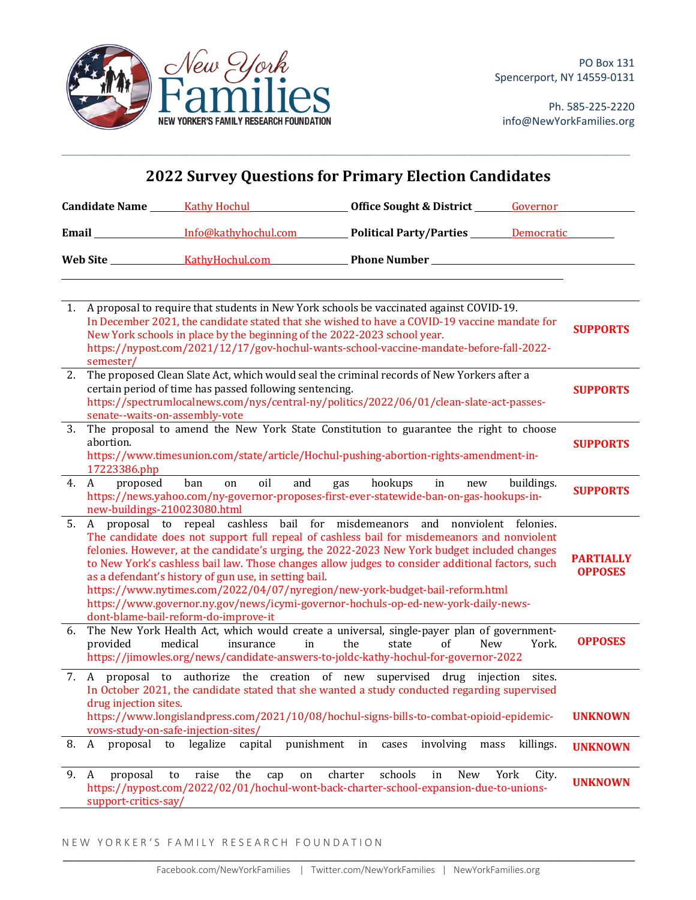New York Families
NEW YORKER'S FAMILY RESEARCH FOUNDATION

PO Box 131
Spencerport, NY 14559-0131

Ph. 585-225-2220
info@NewYorkFamilies.org

## 2022 Survey Questions for Primary Election Candidates

**Candidate Name** Kathy Hochul **Office Sought & District** Governor

**Email** Info@kathyhochul.com **Political Party/Parties** Democratic

**Web Site** KathyHochul.com **Phone Number**

| | Question | Position |
|---|---|---|
| 1. | A proposal to require that students in New York schools be vaccinated against COVID-19. In December 2021, the candidate stated that she wished to have a COVID-19 vaccine mandate for New York schools in place by the beginning of the 2022-2023 school year. https://nypost.com/2021/12/17/gov-hochul-wants-school-vaccine-mandate-before-fall-2022-semester/ | **SUPPORTS** |
| 2. | The proposed Clean Slate Act, which would seal the criminal records of New Yorkers after a certain period of time has passed following sentencing. https://spectrumlocalnews.com/nys/central-ny/politics/2022/06/01/clean-slate-act-passes-senate--waits-on-assembly-vote | **SUPPORTS** |
| 3. | The proposal to amend the New York State Constitution to guarantee the right to choose abortion. https://www.timesunion.com/state/article/Hochul-pushing-abortion-rights-amendment-in-17223386.php | **SUPPORTS** |
| 4. | A proposed ban on oil and gas hookups in new buildings. https://news.yahoo.com/ny-governor-proposes-first-ever-statewide-ban-on-gas-hookups-in-new-buildings-210023080.html | **SUPPORTS** |
| 5. | A proposal to repeal cashless bail for misdemeanors and nonviolent felonies. The candidate does not support full repeal of cashless bail for misdemeanors and nonviolent felonies. However, at the candidate's urging, the 2022-2023 New York budget included changes to New York's cashless bail law. Those changes allow judges to consider additional factors, such as a defendant's history of gun use, in setting bail. https://www.nytimes.com/2022/04/07/nyregion/new-york-budget-bail-reform.html https://www.governor.ny.gov/news/icymi-governor-hochuls-op-ed-new-york-daily-news-dont-blame-bail-reform-do-improve-it | **PARTIALLY OPPOSES** |
| 6. | The New York Health Act, which would create a universal, single-payer plan of government-provided medical insurance in the state of New York. https://jimowles.org/news/candidate-answers-to-joldc-kathy-hochul-for-governor-2022 | **OPPOSES** |
| 7. | A proposal to authorize the creation of new supervised drug injection sites. In October 2021, the candidate stated that she wanted a study conducted regarding supervised drug injection sites. https://www.longislandpress.com/2021/10/08/hochul-signs-bills-to-combat-opioid-epidemic-vows-study-on-safe-injection-sites/ | **UNKNOWN** |
| 8. | A proposal to legalize capital punishment in cases involving mass killings. | **UNKNOWN** |
| 9. | A proposal to raise the cap on charter schools in New York City. https://nypost.com/2022/02/01/hochul-wont-back-charter-school-expansion-due-to-unions-support-critics-say/ | **UNKNOWN** |

NEW YORKER'S FAMILY RESEARCH FOUNDATION

Facebook.com/NewYorkFamilies | Twitter.com/NewYorkFamilies | NewYorkFamilies.org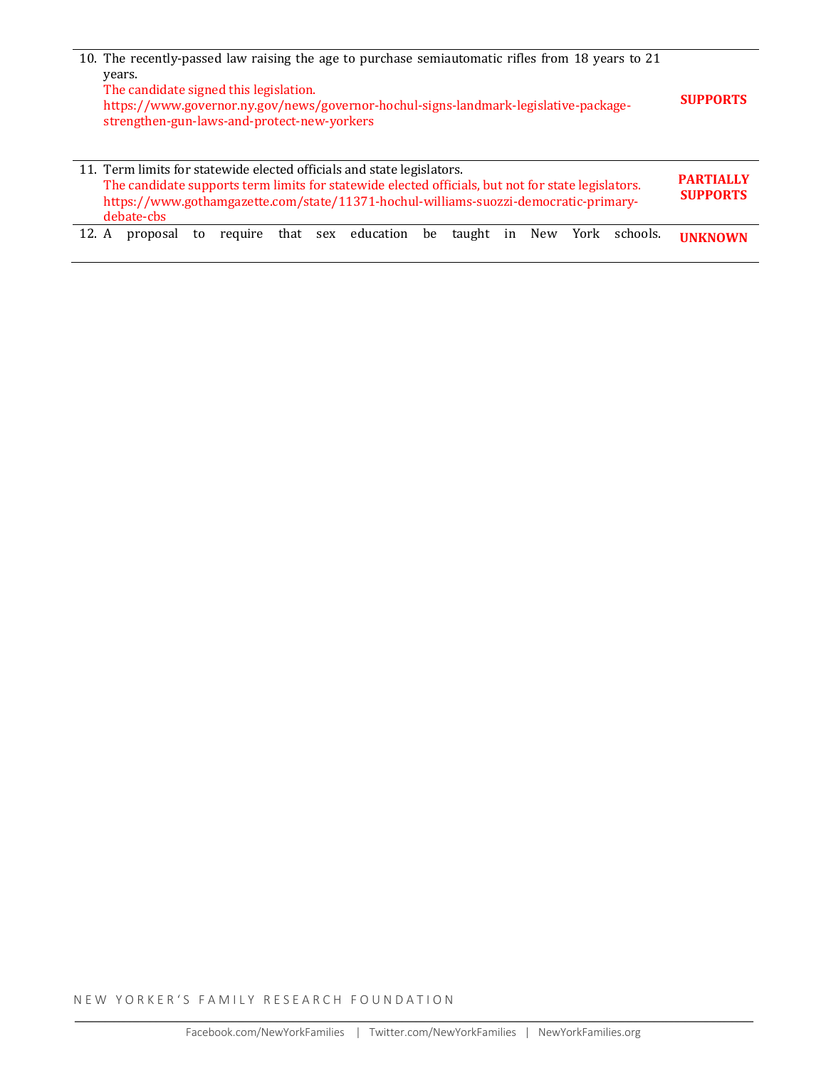| | |
|---|---|
| 10. The recently-passed law raising the age to purchase semiautomatic rifles from 18 years to 21 years.<br>The candidate signed this legislation.<br>https://www.governor.ny.gov/news/governor-hochul-signs-landmark-legislative-package-strengthen-gun-laws-and-protect-new-yorkers | **SUPPORTS** |
| 11. Term limits for statewide elected officials and state legislators.<br>The candidate supports term limits for statewide elected officials, but not for state legislators.<br>https://www.gothamgazette.com/state/11371-hochul-williams-suozzi-democratic-primary-debate-cbs | **PARTIALLY SUPPORTS** |
| 12. A proposal to require that sex education be taught in New York schools. | **UNKNOWN** |